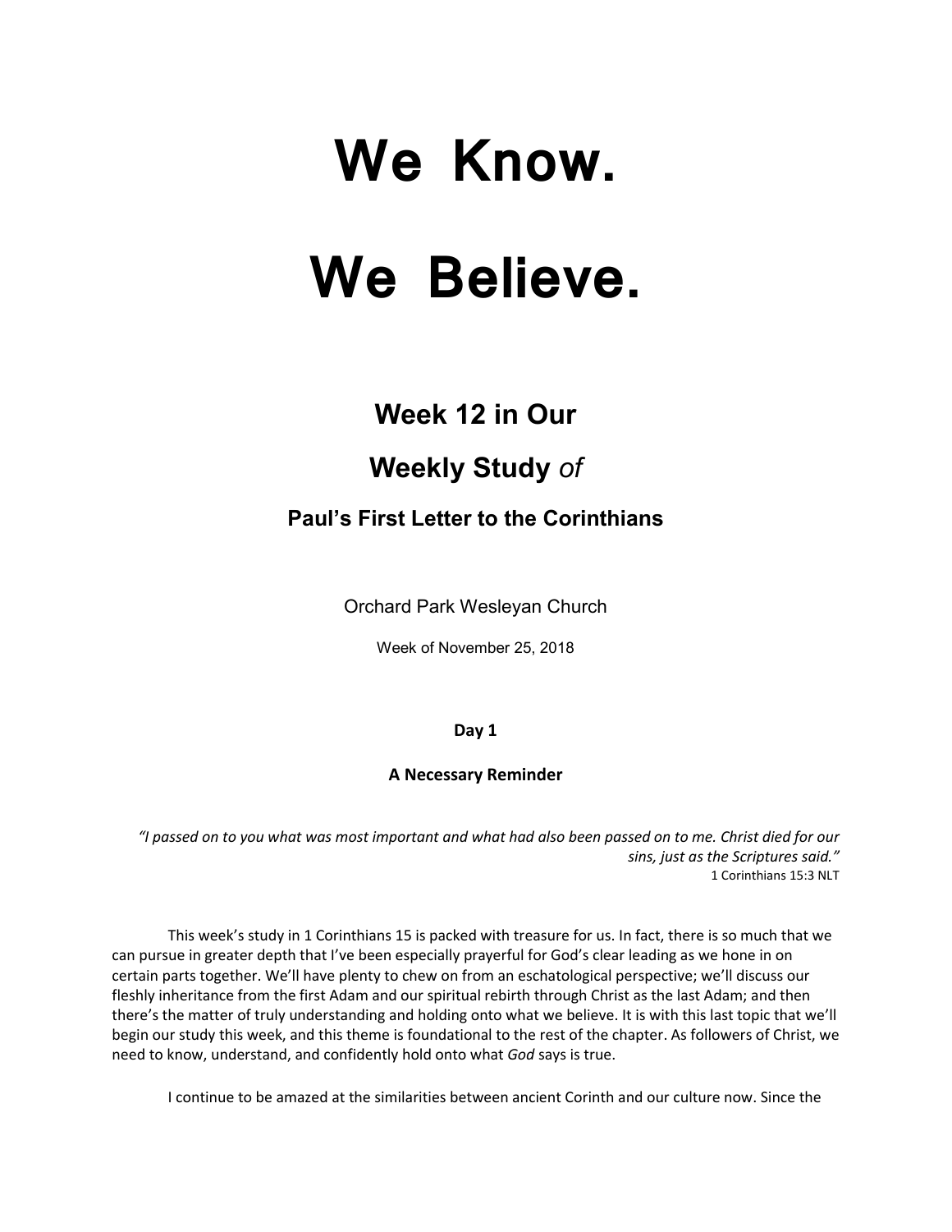# We Know.

# We Believe.

## Week 12 in Our

## Weekly Study *of*

### Paul's First Letter to the Corinthians

Orchard Park Wesleyan Church

Week of November 25, 2018

**Day 1**

**A Necessary Reminder**

*"I passed on to you what was most important and what had also been passed on to me. Christ died for our sins, just as the Scriptures said."*
1 Corinthians 15:3 NLT

This week's study in 1 Corinthians 15 is packed with treasure for us. In fact, there is so much that we can pursue in greater depth that I've been especially prayerful for God's clear leading as we hone in on certain parts together. We'll have plenty to chew on from an eschatological perspective; we'll discuss our fleshly inheritance from the first Adam and our spiritual rebirth through Christ as the last Adam; and then there's the matter of truly understanding and holding onto what we believe. It is with this last topic that we'll begin our study this week, and this theme is foundational to the rest of the chapter. As followers of Christ, we need to know, understand, and confidently hold onto what *God* says is true.

I continue to be amazed at the similarities between ancient Corinth and our culture now. Since the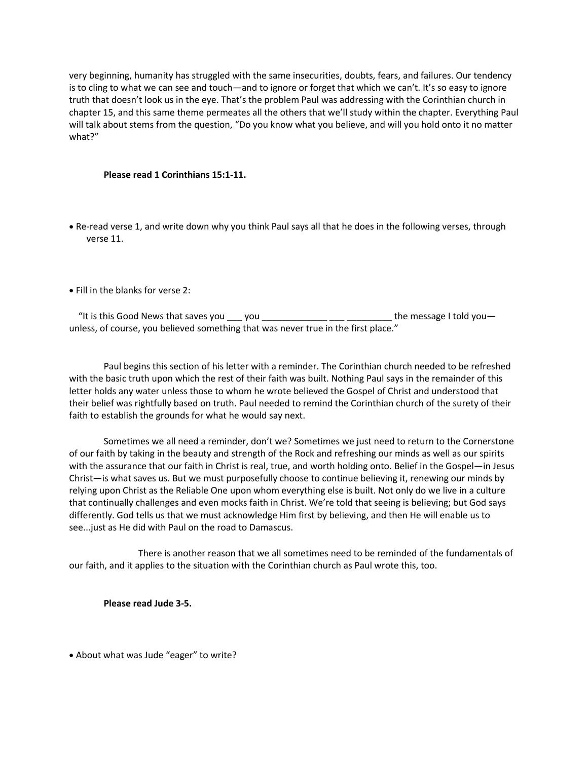very beginning, humanity has struggled with the same insecurities, doubts, fears, and failures. Our tendency is to cling to what we can see and touch—and to ignore or forget that which we can't. It's so easy to ignore truth that doesn't look us in the eye. That's the problem Paul was addressing with the Corinthian church in chapter 15, and this same theme permeates all the others that we'll study within the chapter. Everything Paul will talk about stems from the question, "Do you know what you believe, and will you hold onto it no matter what?"

**Please read 1 Corinthians 15:1-11.**

- Re-read verse 1, and write down why you think Paul says all that he does in the following verses, through verse 11.

- Fill in the blanks for verse 2:

"It is this Good News that saves you ___ you _____________ ___ _________ the message I told you—unless, of course, you believed something that was never true in the first place."

Paul begins this section of his letter with a reminder. The Corinthian church needed to be refreshed with the basic truth upon which the rest of their faith was built. Nothing Paul says in the remainder of this letter holds any water unless those to whom he wrote believed the Gospel of Christ and understood that their belief was rightfully based on truth. Paul needed to remind the Corinthian church of the surety of their faith to establish the grounds for what he would say next.

Sometimes we all need a reminder, don't we? Sometimes we just need to return to the Cornerstone of our faith by taking in the beauty and strength of the Rock and refreshing our minds as well as our spirits with the assurance that our faith in Christ is real, true, and worth holding onto. Belief in the Gospel—in Jesus Christ—is what saves us. But we must purposefully choose to continue believing it, renewing our minds by relying upon Christ as the Reliable One upon whom everything else is built. Not only do we live in a culture that continually challenges and even mocks faith in Christ. We're told that seeing is believing; but God says differently. God tells us that we must acknowledge Him first by believing, and then He will enable us to see...just as He did with Paul on the road to Damascus.

There is another reason that we all sometimes need to be reminded of the fundamentals of our faith, and it applies to the situation with the Corinthian church as Paul wrote this, too.

**Please read Jude 3-5.**

- About what was Jude "eager" to write?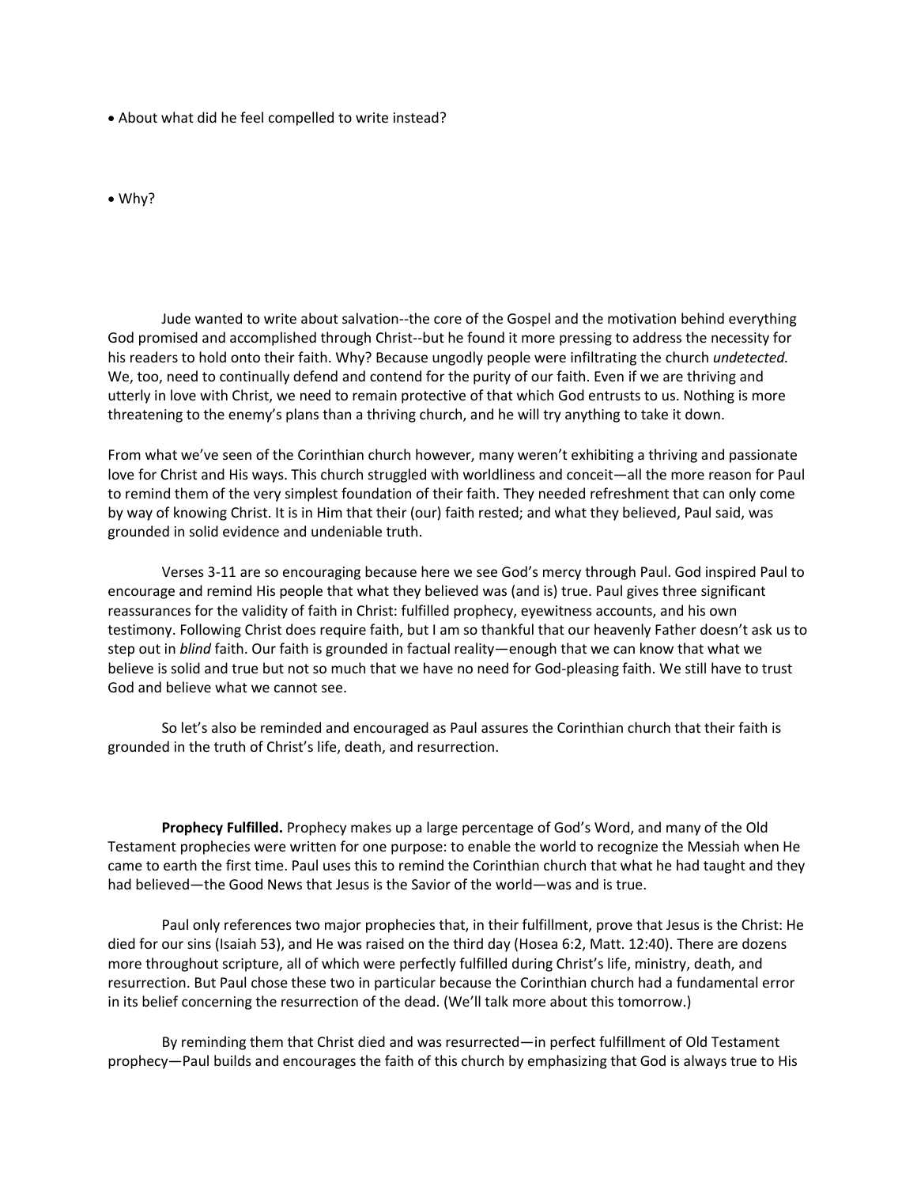- About what did he feel compelled to write instead?

- Why?

Jude wanted to write about salvation--the core of the Gospel and the motivation behind everything God promised and accomplished through Christ--but he found it more pressing to address the necessity for his readers to hold onto their faith. Why? Because ungodly people were infiltrating the church *undetected.* We, too, need to continually defend and contend for the purity of our faith. Even if we are thriving and utterly in love with Christ, we need to remain protective of that which God entrusts to us. Nothing is more threatening to the enemy's plans than a thriving church, and he will try anything to take it down.

From what we've seen of the Corinthian church however, many weren't exhibiting a thriving and passionate love for Christ and His ways. This church struggled with worldliness and conceit—all the more reason for Paul to remind them of the very simplest foundation of their faith. They needed refreshment that can only come by way of knowing Christ. It is in Him that their (our) faith rested; and what they believed, Paul said, was grounded in solid evidence and undeniable truth.

Verses 3-11 are so encouraging because here we see God's mercy through Paul. God inspired Paul to encourage and remind His people that what they believed was (and is) true. Paul gives three significant reassurances for the validity of faith in Christ: fulfilled prophecy, eyewitness accounts, and his own testimony. Following Christ does require faith, but I am so thankful that our heavenly Father doesn't ask us to step out in *blind* faith. Our faith is grounded in factual reality—enough that we can know that what we believe is solid and true but not so much that we have no need for God-pleasing faith. We still have to trust God and believe what we cannot see.

So let's also be reminded and encouraged as Paul assures the Corinthian church that their faith is grounded in the truth of Christ's life, death, and resurrection.

**Prophecy Fulfilled.** Prophecy makes up a large percentage of God's Word, and many of the Old Testament prophecies were written for one purpose: to enable the world to recognize the Messiah when He came to earth the first time. Paul uses this to remind the Corinthian church that what he had taught and they had believed—the Good News that Jesus is the Savior of the world—was and is true.

Paul only references two major prophecies that, in their fulfillment, prove that Jesus is the Christ: He died for our sins (Isaiah 53), and He was raised on the third day (Hosea 6:2, Matt. 12:40). There are dozens more throughout scripture, all of which were perfectly fulfilled during Christ's life, ministry, death, and resurrection. But Paul chose these two in particular because the Corinthian church had a fundamental error in its belief concerning the resurrection of the dead. (We'll talk more about this tomorrow.)

By reminding them that Christ died and was resurrected—in perfect fulfillment of Old Testament prophecy—Paul builds and encourages the faith of this church by emphasizing that God is always true to His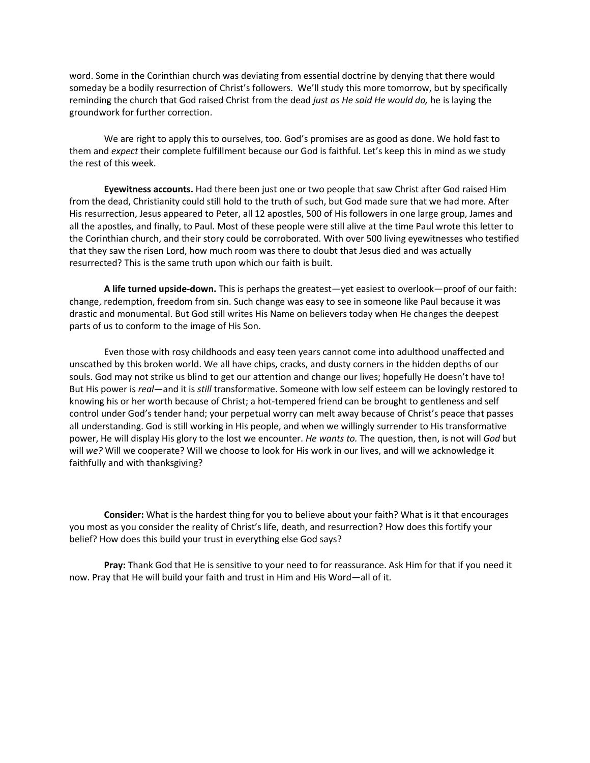word. Some in the Corinthian church was deviating from essential doctrine by denying that there would someday be a bodily resurrection of Christ's followers. We'll study this more tomorrow, but by specifically reminding the church that God raised Christ from the dead *just as He said He would do,* he is laying the groundwork for further correction.

We are right to apply this to ourselves, too. God's promises are as good as done. We hold fast to them and *expect* their complete fulfillment because our God is faithful. Let's keep this in mind as we study the rest of this week.

**Eyewitness accounts.** Had there been just one or two people that saw Christ after God raised Him from the dead, Christianity could still hold to the truth of such, but God made sure that we had more. After His resurrection, Jesus appeared to Peter, all 12 apostles, 500 of His followers in one large group, James and all the apostles, and finally, to Paul. Most of these people were still alive at the time Paul wrote this letter to the Corinthian church, and their story could be corroborated. With over 500 living eyewitnesses who testified that they saw the risen Lord, how much room was there to doubt that Jesus died and was actually resurrected? This is the same truth upon which our faith is built.

**A life turned upside-down.** This is perhaps the greatest—yet easiest to overlook—proof of our faith: change, redemption, freedom from sin. Such change was easy to see in someone like Paul because it was drastic and monumental. But God still writes His Name on believers today when He changes the deepest parts of us to conform to the image of His Son.

Even those with rosy childhoods and easy teen years cannot come into adulthood unaffected and unscathed by this broken world. We all have chips, cracks, and dusty corners in the hidden depths of our souls. God may not strike us blind to get our attention and change our lives; hopefully He doesn't have to! But His power is *real*—and it is *still* transformative. Someone with low self esteem can be lovingly restored to knowing his or her worth because of Christ; a hot-tempered friend can be brought to gentleness and self control under God's tender hand; your perpetual worry can melt away because of Christ's peace that passes all understanding. God is still working in His people, and when we willingly surrender to His transformative power, He will display His glory to the lost we encounter. *He wants to.* The question, then, is not will *God* but will *we?* Will we cooperate? Will we choose to look for His work in our lives, and will we acknowledge it faithfully and with thanksgiving?

**Consider:** What is the hardest thing for you to believe about your faith? What is it that encourages you most as you consider the reality of Christ's life, death, and resurrection? How does this fortify your belief? How does this build your trust in everything else God says?

**Pray:** Thank God that He is sensitive to your need to for reassurance. Ask Him for that if you need it now. Pray that He will build your faith and trust in Him and His Word—all of it.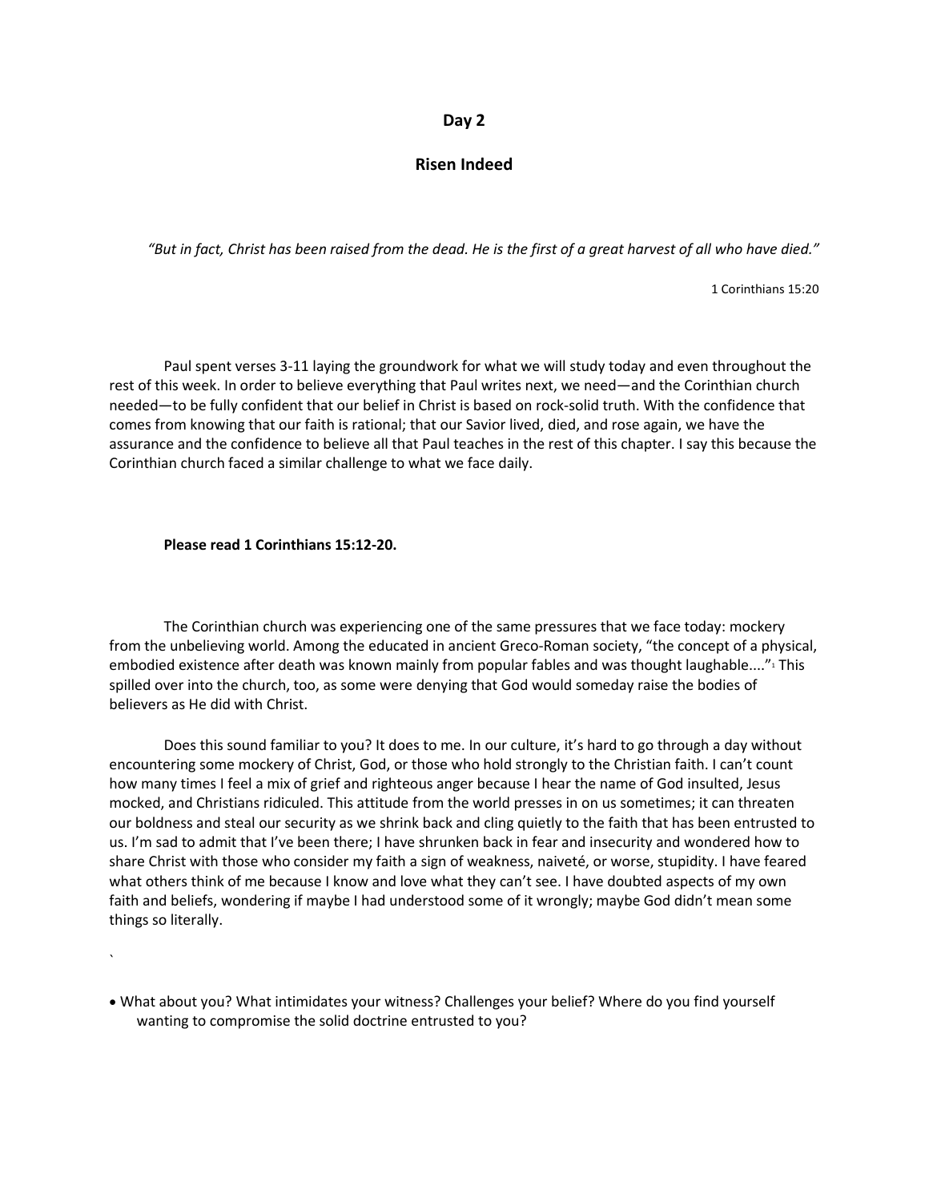## Day 2

## Risen Indeed

*"But in fact, Christ has been raised from the dead. He is the first of a great harvest of all who have died."*

1 Corinthians 15:20

Paul spent verses 3-11 laying the groundwork for what we will study today and even throughout the rest of this week. In order to believe everything that Paul writes next, we need—and the Corinthian church needed—to be fully confident that our belief in Christ is based on rock-solid truth. With the confidence that comes from knowing that our faith is rational; that our Savior lived, died, and rose again, we have the assurance and the confidence to believe all that Paul teaches in the rest of this chapter. I say this because the Corinthian church faced a similar challenge to what we face daily.

**Please read 1 Corinthians 15:12-20.**

The Corinthian church was experiencing one of the same pressures that we face today: mockery from the unbelieving world. Among the educated in ancient Greco-Roman society, "the concept of a physical, embodied existence after death was known mainly from popular fables and was thought laughable...."[1] This spilled over into the church, too, as some were denying that God would someday raise the bodies of believers as He did with Christ.

Does this sound familiar to you? It does to me. In our culture, it's hard to go through a day without encountering some mockery of Christ, God, or those who hold strongly to the Christian faith. I can't count how many times I feel a mix of grief and righteous anger because I hear the name of God insulted, Jesus mocked, and Christians ridiculed. This attitude from the world presses in on us sometimes; it can threaten our boldness and steal our security as we shrink back and cling quietly to the faith that has been entrusted to us. I'm sad to admit that I've been there; I have shrunken back in fear and insecurity and wondered how to share Christ with those who consider my faith a sign of weakness, naiveté, or worse, stupidity. I have feared what others think of me because I know and love what they can't see. I have doubted aspects of my own faith and beliefs, wondering if maybe I had understood some of it wrongly; maybe God didn't mean some things so literally.

`

- What about you? What intimidates your witness? Challenges your belief? Where do you find yourself wanting to compromise the solid doctrine entrusted to you?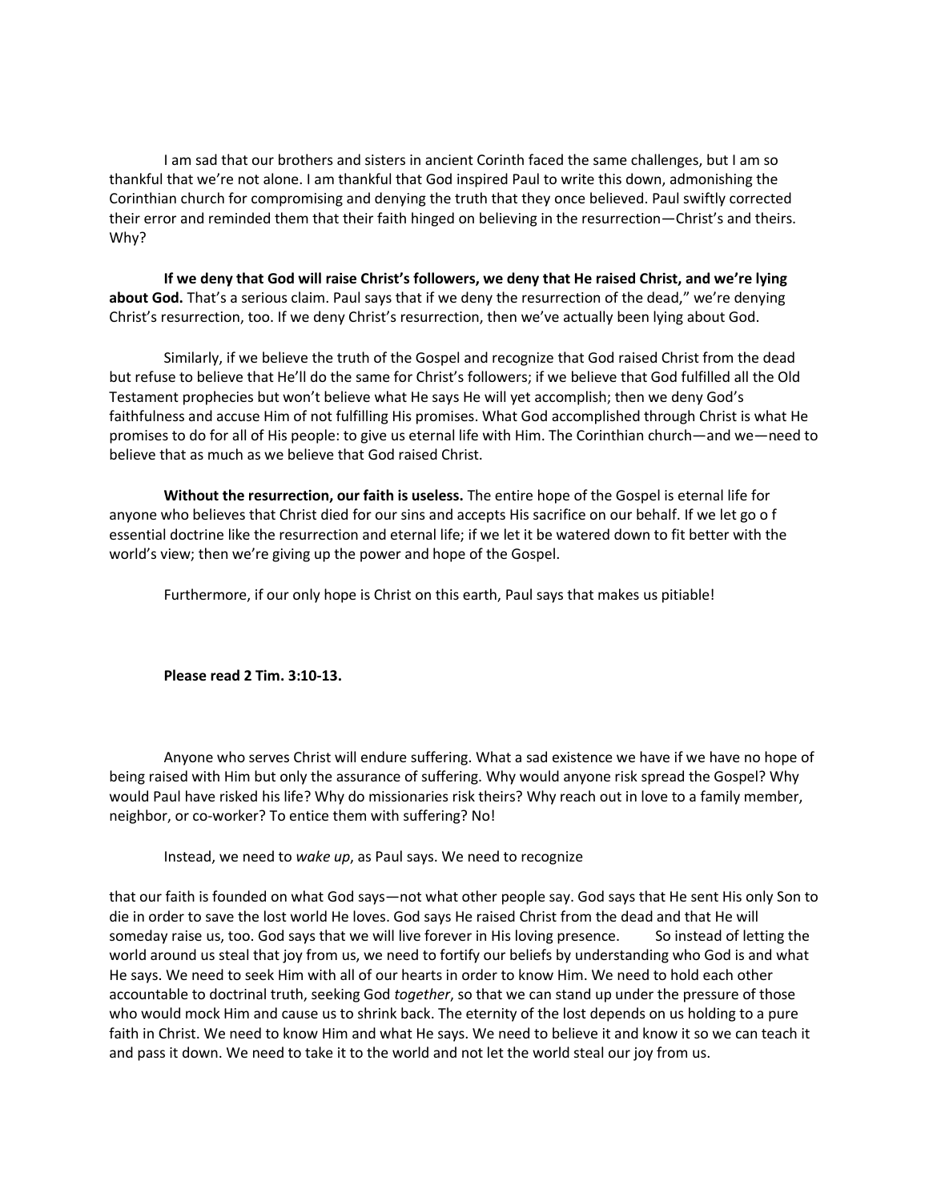I am sad that our brothers and sisters in ancient Corinth faced the same challenges, but I am so thankful that we're not alone. I am thankful that God inspired Paul to write this down, admonishing the Corinthian church for compromising and denying the truth that they once believed. Paul swiftly corrected their error and reminded them that their faith hinged on believing in the resurrection—Christ's and theirs. Why?

**If we deny that God will raise Christ's followers, we deny that He raised Christ, and we're lying about God.** That's a serious claim. Paul says that if we deny the resurrection of the dead," we're denying Christ's resurrection, too. If we deny Christ's resurrection, then we've actually been lying about God.

Similarly, if we believe the truth of the Gospel and recognize that God raised Christ from the dead but refuse to believe that He'll do the same for Christ's followers; if we believe that God fulfilled all the Old Testament prophecies but won't believe what He says He will yet accomplish; then we deny God's faithfulness and accuse Him of not fulfilling His promises. What God accomplished through Christ is what He promises to do for all of His people: to give us eternal life with Him. The Corinthian church—and we—need to believe that as much as we believe that God raised Christ.

**Without the resurrection, our faith is useless.** The entire hope of the Gospel is eternal life for anyone who believes that Christ died for our sins and accepts His sacrifice on our behalf. If we let go o f essential doctrine like the resurrection and eternal life; if we let it be watered down to fit better with the world's view; then we're giving up the power and hope of the Gospel.

Furthermore, if our only hope is Christ on this earth, Paul says that makes us pitiable!

**Please read 2 Tim. 3:10-13.**

Anyone who serves Christ will endure suffering. What a sad existence we have if we have no hope of being raised with Him but only the assurance of suffering. Why would anyone risk spread the Gospel? Why would Paul have risked his life? Why do missionaries risk theirs? Why reach out in love to a family member, neighbor, or co-worker? To entice them with suffering? No!

Instead, we need to *wake up*, as Paul says. We need to recognize

that our faith is founded on what God says—not what other people say. God says that He sent His only Son to die in order to save the lost world He loves. God says He raised Christ from the dead and that He will someday raise us, too. God says that we will live forever in His loving presence. So instead of letting the world around us steal that joy from us, we need to fortify our beliefs by understanding who God is and what He says. We need to seek Him with all of our hearts in order to know Him. We need to hold each other accountable to doctrinal truth, seeking God *together*, so that we can stand up under the pressure of those who would mock Him and cause us to shrink back. The eternity of the lost depends on us holding to a pure faith in Christ. We need to know Him and what He says. We need to believe it and know it so we can teach it and pass it down. We need to take it to the world and not let the world steal our joy from us.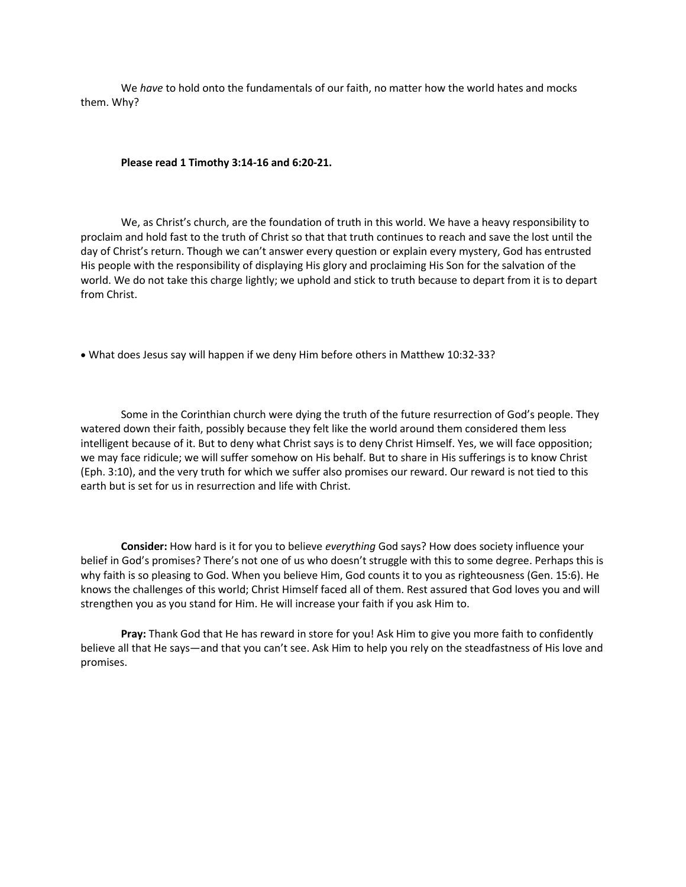We *have* to hold onto the fundamentals of our faith, no matter how the world hates and mocks them. Why?

**Please read 1 Timothy 3:14-16 and 6:20-21.**

We, as Christ's church, are the foundation of truth in this world. We have a heavy responsibility to proclaim and hold fast to the truth of Christ so that that truth continues to reach and save the lost until the day of Christ's return. Though we can't answer every question or explain every mystery, God has entrusted His people with the responsibility of displaying His glory and proclaiming His Son for the salvation of the world. We do not take this charge lightly; we uphold and stick to truth because to depart from it is to depart from Christ.

- What does Jesus say will happen if we deny Him before others in Matthew 10:32-33?

Some in the Corinthian church were dying the truth of the future resurrection of God's people. They watered down their faith, possibly because they felt like the world around them considered them less intelligent because of it. But to deny what Christ says is to deny Christ Himself. Yes, we will face opposition; we may face ridicule; we will suffer somehow on His behalf. But to share in His sufferings is to know Christ (Eph. 3:10), and the very truth for which we suffer also promises our reward. Our reward is not tied to this earth but is set for us in resurrection and life with Christ.

**Consider:** How hard is it for you to believe *everything* God says? How does society influence your belief in God's promises? There's not one of us who doesn't struggle with this to some degree. Perhaps this is why faith is so pleasing to God. When you believe Him, God counts it to you as righteousness (Gen. 15:6). He knows the challenges of this world; Christ Himself faced all of them. Rest assured that God loves you and will strengthen you as you stand for Him. He will increase your faith if you ask Him to.

**Pray:** Thank God that He has reward in store for you! Ask Him to give you more faith to confidently believe all that He says—and that you can't see. Ask Him to help you rely on the steadfastness of His love and promises.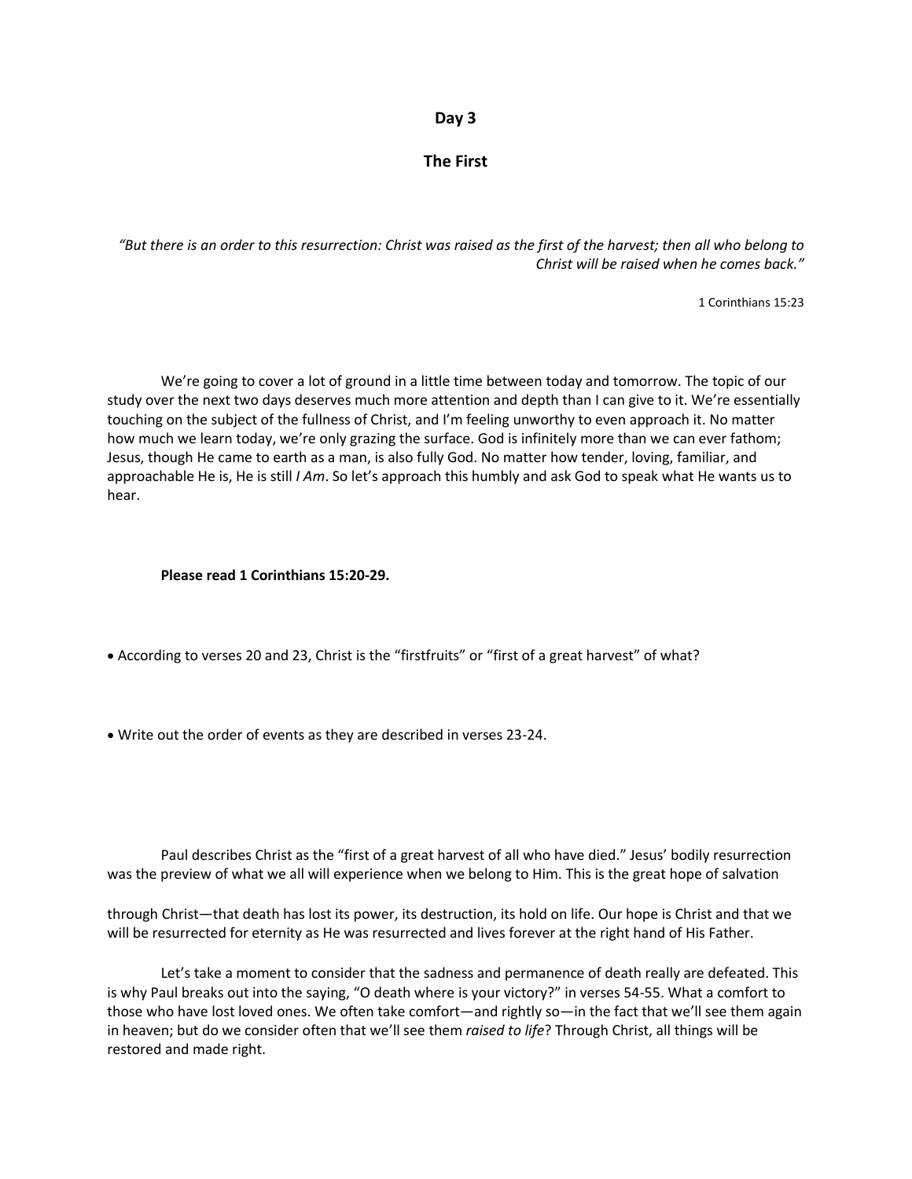## Day 3

## The First

*"But there is an order to this resurrection: Christ was raised as the first of the harvest; then all who belong to Christ will be raised when he comes back."*

1 Corinthians 15:23

We're going to cover a lot of ground in a little time between today and tomorrow. The topic of our study over the next two days deserves much more attention and depth than I can give to it. We're essentially touching on the subject of the fullness of Christ, and I'm feeling unworthy to even approach it. No matter how much we learn today, we're only grazing the surface. God is infinitely more than we can ever fathom; Jesus, though He came to earth as a man, is also fully God. No matter how tender, loving, familiar, and approachable He is, He is still *I Am*. So let's approach this humbly and ask God to speak what He wants us to hear.

**Please read 1 Corinthians 15:20-29.**

- According to verses 20 and 23, Christ is the "firstfruits" or "first of a great harvest" of what?

- Write out the order of events as they are described in verses 23-24.

Paul describes Christ as the "first of a great harvest of all who have died." Jesus' bodily resurrection was the preview of what we all will experience when we belong to Him. This is the great hope of salvation through Christ—that death has lost its power, its destruction, its hold on life. Our hope is Christ and that we will be resurrected for eternity as He was resurrected and lives forever at the right hand of His Father.

Let's take a moment to consider that the sadness and permanence of death really are defeated. This is why Paul breaks out into the saying, "O death where is your victory?" in verses 54-55. What a comfort to those who have lost loved ones. We often take comfort—and rightly so—in the fact that we'll see them again in heaven; but do we consider often that we'll see them *raised to life*? Through Christ, all things will be restored and made right.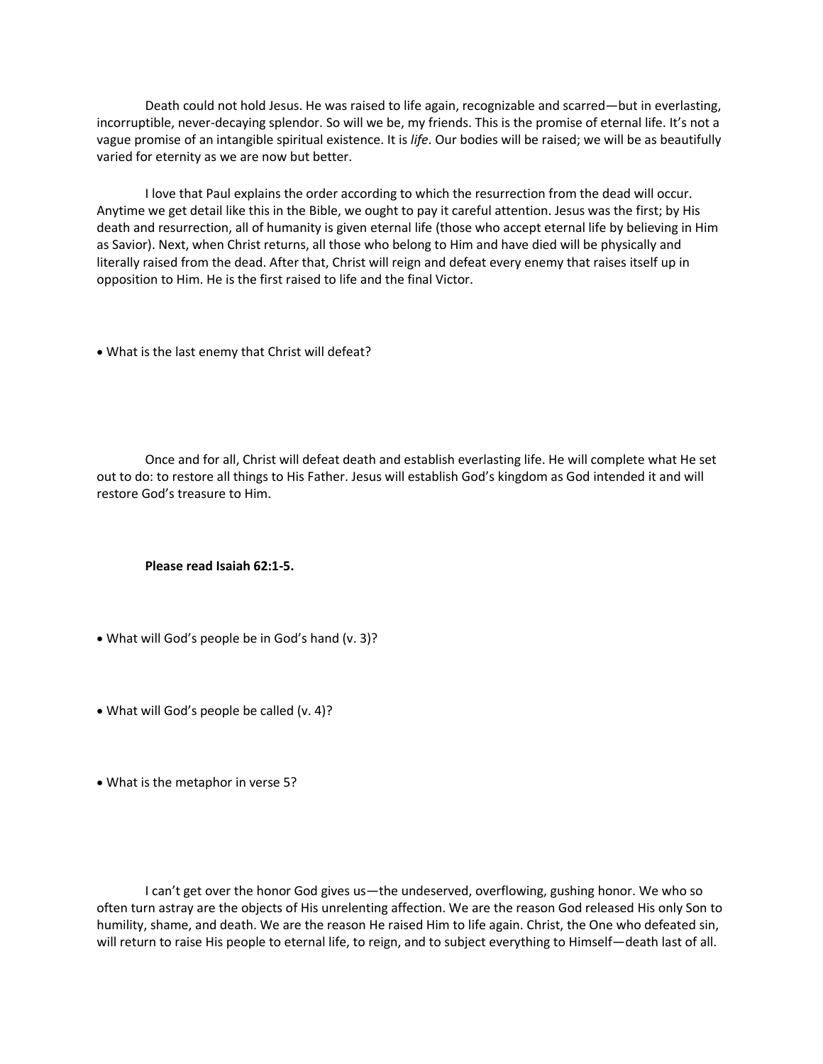Death could not hold Jesus. He was raised to life again, recognizable and scarred—but in everlasting, incorruptible, never-decaying splendor. So will we be, my friends. This is the promise of eternal life. It's not a vague promise of an intangible spiritual existence. It is *life*. Our bodies will be raised; we will be as beautifully varied for eternity as we are now but better.

I love that Paul explains the order according to which the resurrection from the dead will occur. Anytime we get detail like this in the Bible, we ought to pay it careful attention. Jesus was the first; by His death and resurrection, all of humanity is given eternal life (those who accept eternal life by believing in Him as Savior). Next, when Christ returns, all those who belong to Him and have died will be physically and literally raised from the dead. After that, Christ will reign and defeat every enemy that raises itself up in opposition to Him. He is the first raised to life and the final Victor.

- What is the last enemy that Christ will defeat?

Once and for all, Christ will defeat death and establish everlasting life. He will complete what He set out to do: to restore all things to His Father. Jesus will establish God's kingdom as God intended it and will restore God's treasure to Him.

**Please read Isaiah 62:1-5.**

- What will God's people be in God's hand (v. 3)?

- What will God's people be called (v. 4)?

- What is the metaphor in verse 5?

I can't get over the honor God gives us—the undeserved, overflowing, gushing honor. We who so often turn astray are the objects of His unrelenting affection. We are the reason God released His only Son to humility, shame, and death. We are the reason He raised Him to life again. Christ, the One who defeated sin, will return to raise His people to eternal life, to reign, and to subject everything to Himself—death last of all.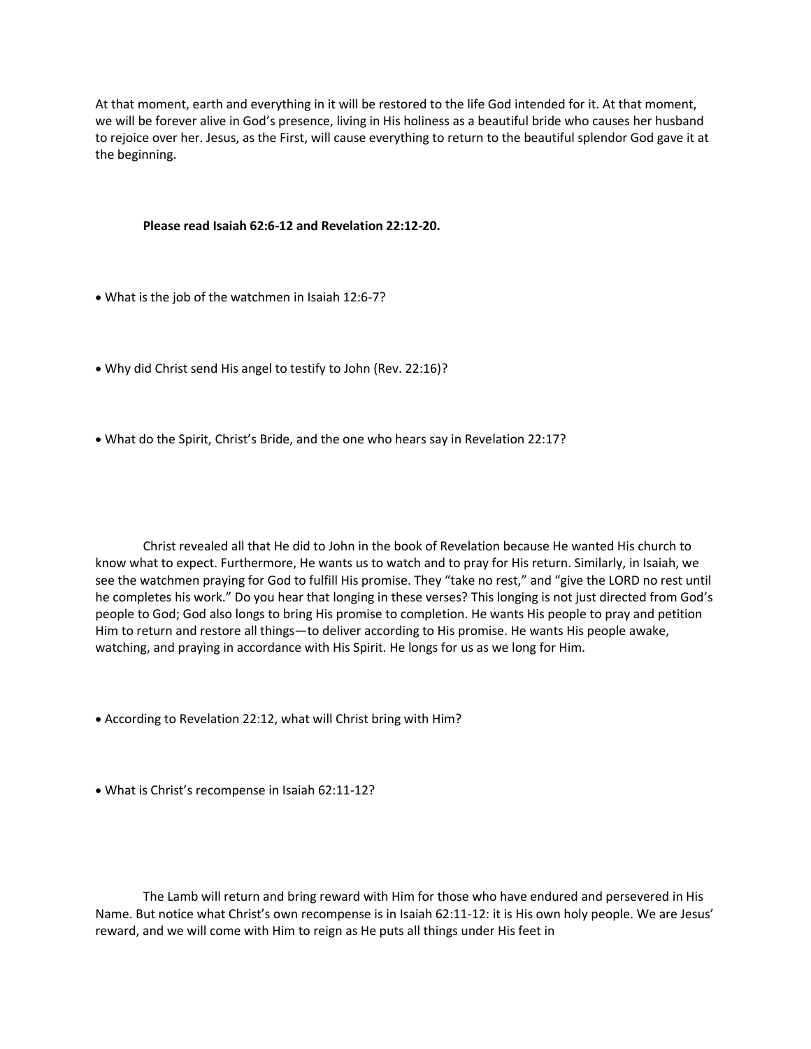At that moment, earth and everything in it will be restored to the life God intended for it. At that moment, we will be forever alive in God's presence, living in His holiness as a beautiful bride who causes her husband to rejoice over her. Jesus, as the First, will cause everything to return to the beautiful splendor God gave it at the beginning.

**Please read Isaiah 62:6-12 and Revelation 22:12-20.**

- What is the job of the watchmen in Isaiah 12:6-7?

- Why did Christ send His angel to testify to John (Rev. 22:16)?

- What do the Spirit, Christ's Bride, and the one who hears say in Revelation 22:17?

Christ revealed all that He did to John in the book of Revelation because He wanted His church to know what to expect. Furthermore, He wants us to watch and to pray for His return. Similarly, in Isaiah, we see the watchmen praying for God to fulfill His promise. They "take no rest," and "give the LORD no rest until he completes his work." Do you hear that longing in these verses? This longing is not just directed from God's people to God; God also longs to bring His promise to completion. He wants His people to pray and petition Him to return and restore all things—to deliver according to His promise. He wants His people awake, watching, and praying in accordance with His Spirit. He longs for us as we long for Him.

- According to Revelation 22:12, what will Christ bring with Him?

- What is Christ's recompense in Isaiah 62:11-12?

The Lamb will return and bring reward with Him for those who have endured and persevered in His Name. But notice what Christ's own recompense is in Isaiah 62:11-12: it is His own holy people. We are Jesus' reward, and we will come with Him to reign as He puts all things under His feet in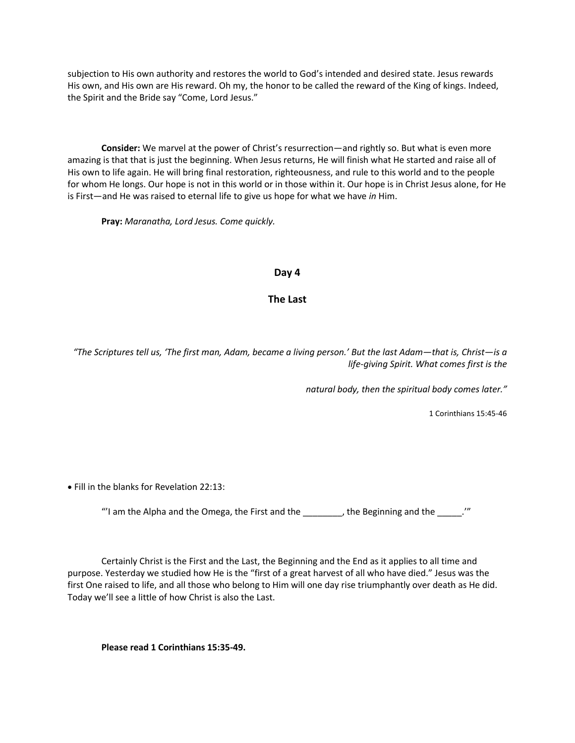subjection to His own authority and restores the world to God's intended and desired state. Jesus rewards His own, and His own are His reward. Oh my, the honor to be called the reward of the King of kings. Indeed, the Spirit and the Bride say "Come, Lord Jesus."

**Consider:** We marvel at the power of Christ's resurrection—and rightly so. But what is even more amazing is that that is just the beginning. When Jesus returns, He will finish what He started and raise all of His own to life again. He will bring final restoration, righteousness, and rule to this world and to the people for whom He longs. Our hope is not in this world or in those within it. Our hope is in Christ Jesus alone, for He is First—and He was raised to eternal life to give us hope for what we have *in* Him.

**Pray:** *Maranatha, Lord Jesus. Come quickly.*

## Day 4

## The Last

*"The Scriptures tell us, 'The first man, Adam, became a living person.' But the last Adam—that is, Christ—is a life-giving Spirit. What comes first is the natural body, then the spiritual body comes later."*

1 Corinthians 15:45-46

- Fill in the blanks for Revelation 22:13:

"'I am the Alpha and the Omega, the First and the ________, the Beginning and the _____.'"

Certainly Christ is the First and the Last, the Beginning and the End as it applies to all time and purpose. Yesterday we studied how He is the "first of a great harvest of all who have died." Jesus was the first One raised to life, and all those who belong to Him will one day rise triumphantly over death as He did. Today we'll see a little of how Christ is also the Last.

**Please read 1 Corinthians 15:35-49.**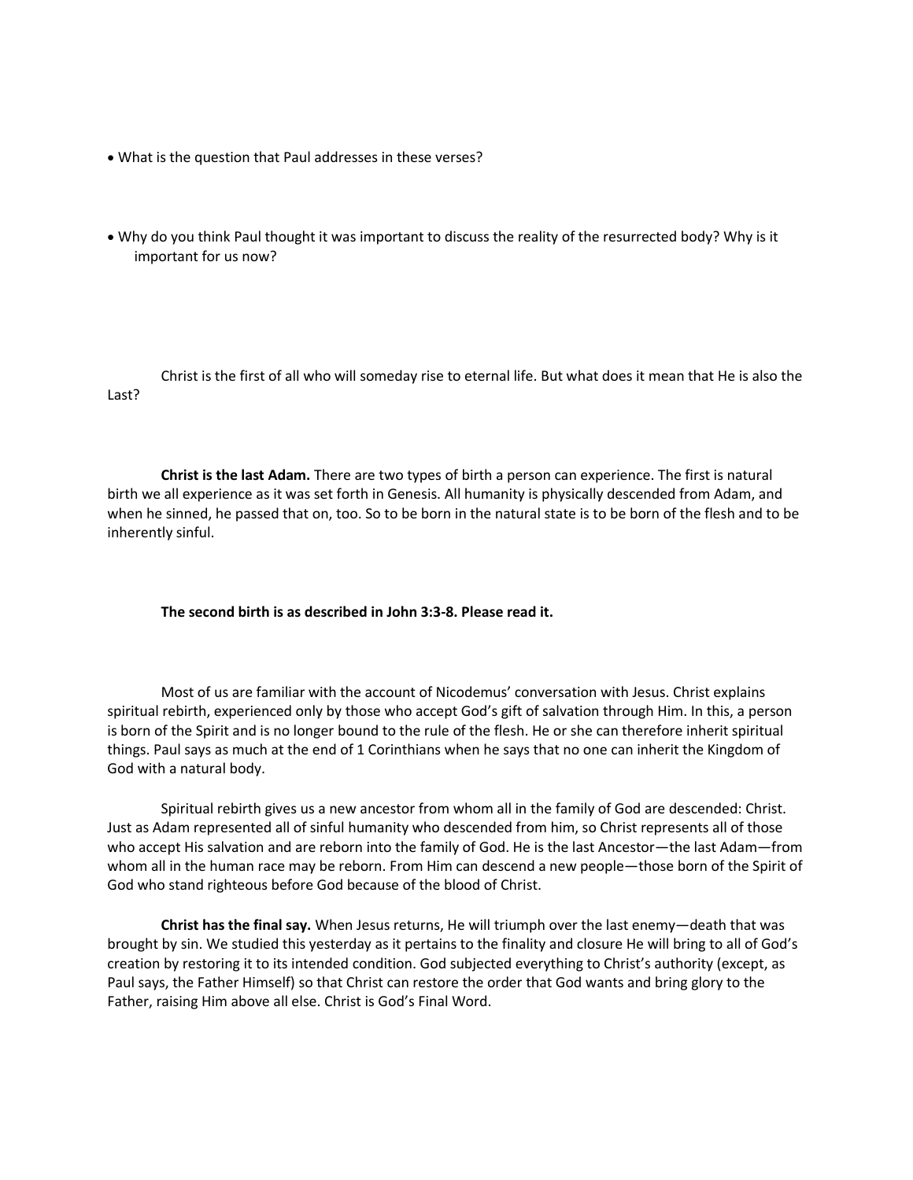- What is the question that Paul addresses in these verses?

- Why do you think Paul thought it was important to discuss the reality of the resurrected body? Why is it important for us now?

Christ is the first of all who will someday rise to eternal life. But what does it mean that He is also the Last?

**Christ is the last Adam.** There are two types of birth a person can experience. The first is natural birth we all experience as it was set forth in Genesis. All humanity is physically descended from Adam, and when he sinned, he passed that on, too. So to be born in the natural state is to be born of the flesh and to be inherently sinful.

**The second birth is as described in John 3:3-8. Please read it.**

Most of us are familiar with the account of Nicodemus' conversation with Jesus. Christ explains spiritual rebirth, experienced only by those who accept God's gift of salvation through Him. In this, a person is born of the Spirit and is no longer bound to the rule of the flesh. He or she can therefore inherit spiritual things. Paul says as much at the end of 1 Corinthians when he says that no one can inherit the Kingdom of God with a natural body.

Spiritual rebirth gives us a new ancestor from whom all in the family of God are descended: Christ. Just as Adam represented all of sinful humanity who descended from him, so Christ represents all of those who accept His salvation and are reborn into the family of God. He is the last Ancestor—the last Adam—from whom all in the human race may be reborn. From Him can descend a new people—those born of the Spirit of God who stand righteous before God because of the blood of Christ.

**Christ has the final say.** When Jesus returns, He will triumph over the last enemy—death that was brought by sin. We studied this yesterday as it pertains to the finality and closure He will bring to all of God's creation by restoring it to its intended condition. God subjected everything to Christ's authority (except, as Paul says, the Father Himself) so that Christ can restore the order that God wants and bring glory to the Father, raising Him above all else. Christ is God's Final Word.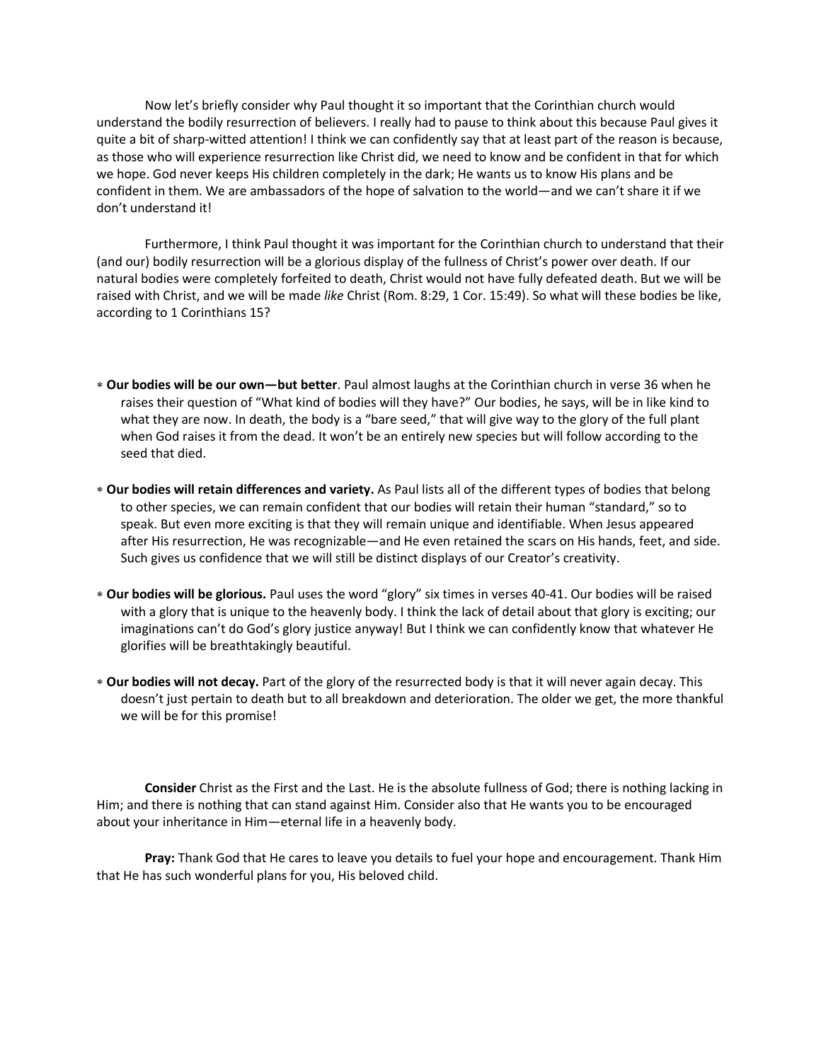Now let's briefly consider why Paul thought it so important that the Corinthian church would understand the bodily resurrection of believers. I really had to pause to think about this because Paul gives it quite a bit of sharp-witted attention! I think we can confidently say that at least part of the reason is because, as those who will experience resurrection like Christ did, we need to know and be confident in that for which we hope. God never keeps His children completely in the dark; He wants us to know His plans and be confident in them. We are ambassadors of the hope of salvation to the world—and we can't share it if we don't understand it!

Furthermore, I think Paul thought it was important for the Corinthian church to understand that their (and our) bodily resurrection will be a glorious display of the fullness of Christ's power over death. If our natural bodies were completely forfeited to death, Christ would not have fully defeated death. But we will be raised with Christ, and we will be made *like* Christ (Rom. 8:29, 1 Cor. 15:49). So what will these bodies be like, according to 1 Corinthians 15?

- **Our bodies will be our own—but better**. Paul almost laughs at the Corinthian church in verse 36 when he raises their question of "What kind of bodies will they have?" Our bodies, he says, will be in like kind to what they are now. In death, the body is a "bare seed," that will give way to the glory of the full plant when God raises it from the dead. It won't be an entirely new species but will follow according to the seed that died.

- **Our bodies will retain differences and variety.** As Paul lists all of the different types of bodies that belong to other species, we can remain confident that our bodies will retain their human "standard," so to speak. But even more exciting is that they will remain unique and identifiable. When Jesus appeared after His resurrection, He was recognizable—and He even retained the scars on His hands, feet, and side. Such gives us confidence that we will still be distinct displays of our Creator's creativity.

- **Our bodies will be glorious.** Paul uses the word "glory" six times in verses 40-41. Our bodies will be raised with a glory that is unique to the heavenly body. I think the lack of detail about that glory is exciting; our imaginations can't do God's glory justice anyway! But I think we can confidently know that whatever He glorifies will be breathtakingly beautiful.

- **Our bodies will not decay.** Part of the glory of the resurrected body is that it will never again decay. This doesn't just pertain to death but to all breakdown and deterioration. The older we get, the more thankful we will be for this promise!

**Consider** Christ as the First and the Last. He is the absolute fullness of God; there is nothing lacking in Him; and there is nothing that can stand against Him. Consider also that He wants you to be encouraged about your inheritance in Him—eternal life in a heavenly body.

**Pray:** Thank God that He cares to leave you details to fuel your hope and encouragement. Thank Him that He has such wonderful plans for you, His beloved child.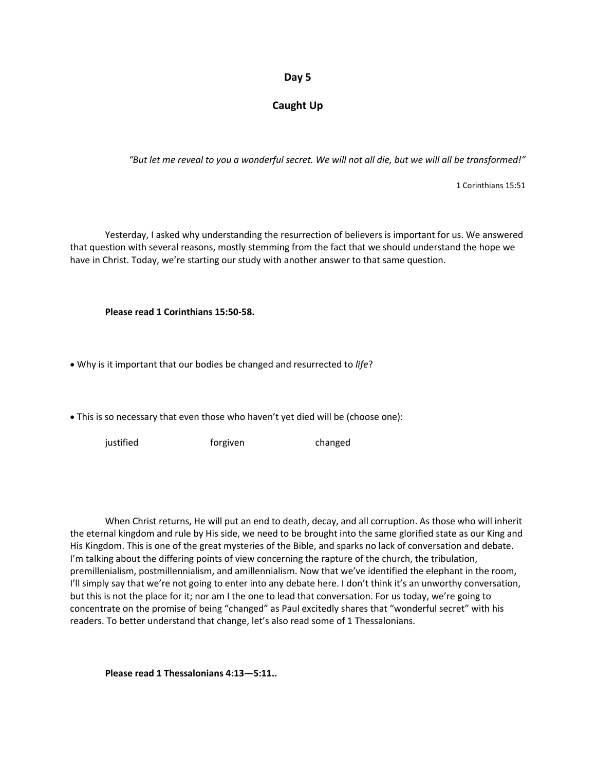# Day 5

## Caught Up

*"But let me reveal to you a wonderful secret. We will not all die, but we will all be transformed!"*

1 Corinthians 15:51

Yesterday, I asked why understanding the resurrection of believers is important for us. We answered that question with several reasons, mostly stemming from the fact that we should understand the hope we have in Christ. Today, we're starting our study with another answer to that same question.

**Please read 1 Corinthians 15:50-58.**

- Why is it important that our bodies be changed and resurrected to *life*?

- This is so necessary that even those who haven't yet died will be (choose one):

justified          forgiven          changed

When Christ returns, He will put an end to death, decay, and all corruption. As those who will inherit the eternal kingdom and rule by His side, we need to be brought into the same glorified state as our King and His Kingdom. This is one of the great mysteries of the Bible, and sparks no lack of conversation and debate. I'm talking about the differing points of view concerning the rapture of the church, the tribulation, premillenialism, postmillennialism, and amillennialism. Now that we've identified the elephant in the room, I'll simply say that we're not going to enter into any debate here. I don't think it's an unworthy conversation, but this is not the place for it; nor am I the one to lead that conversation. For us today, we're going to concentrate on the promise of being "changed" as Paul excitedly shares that "wonderful secret" with his readers. To better understand that change, let's also read some of 1 Thessalonians.

**Please read 1 Thessalonians 4:13—5:11..**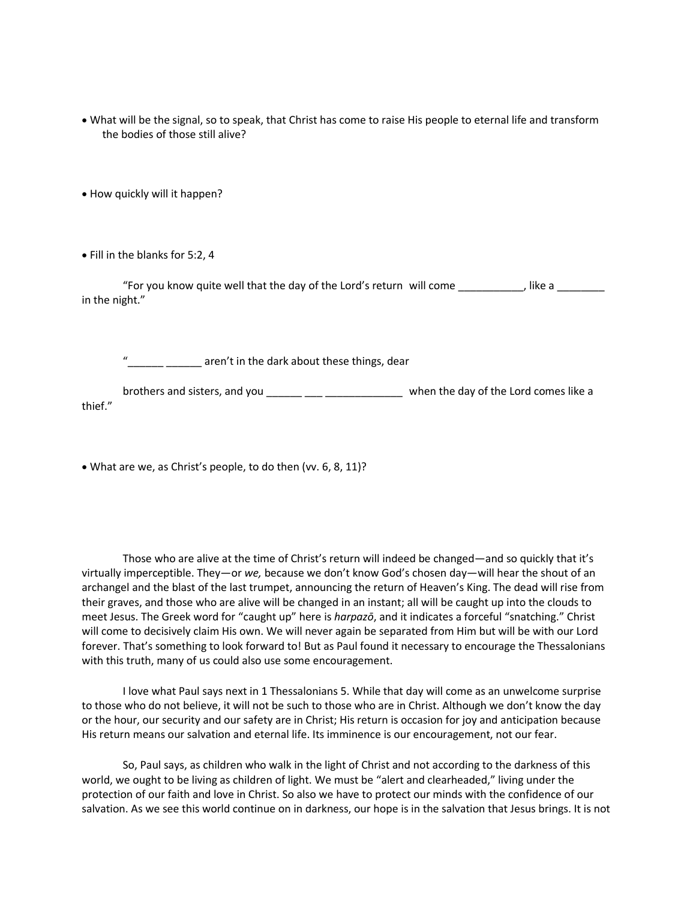- What will be the signal, so to speak, that Christ has come to raise His people to eternal life and transform the bodies of those still alive?

- How quickly will it happen?

- Fill in the blanks for 5:2, 4

“For you know quite well that the day of the Lord’s return will come ___________, like a ________ in the night.”

“______ ______ aren’t in the dark about these things, dear

brothers and sisters, and you ______ ___ _____________ when the day of the Lord comes like a thief.”

- What are we, as Christ’s people, to do then (vv. 6, 8, 11)?

Those who are alive at the time of Christ’s return will indeed be changed—and so quickly that it’s virtually imperceptible. They—or *we,* because we don’t know God’s chosen day—will hear the shout of an archangel and the blast of the last trumpet, announcing the return of Heaven’s King. The dead will rise from their graves, and those who are alive will be changed in an instant; all will be caught up into the clouds to meet Jesus. The Greek word for “caught up” here is *harpazō*, and it indicates a forceful “snatching.” Christ will come to decisively claim His own. We will never again be separated from Him but will be with our Lord forever. That’s something to look forward to! But as Paul found it necessary to encourage the Thessalonians with this truth, many of us could also use some encouragement.

I love what Paul says next in 1 Thessalonians 5. While that day will come as an unwelcome surprise to those who do not believe, it will not be such to those who are in Christ. Although we don’t know the day or the hour, our security and our safety are in Christ; His return is occasion for joy and anticipation because His return means our salvation and eternal life. Its imminence is our encouragement, not our fear.

So, Paul says, as children who walk in the light of Christ and not according to the darkness of this world, we ought to be living as children of light. We must be “alert and clearheaded,” living under the protection of our faith and love in Christ. So also we have to protect our minds with the confidence of our salvation. As we see this world continue on in darkness, our hope is in the salvation that Jesus brings. It is not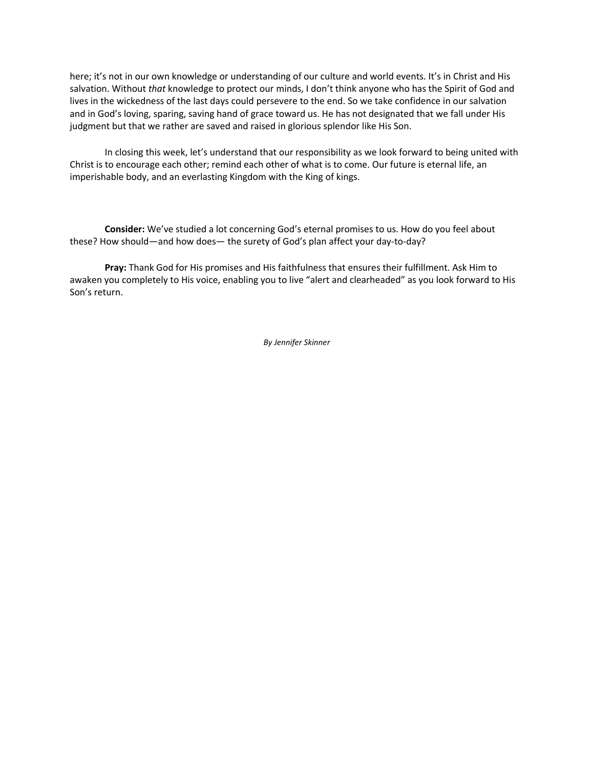here; it's not in our own knowledge or understanding of our culture and world events. It's in Christ and His salvation. Without *that* knowledge to protect our minds, I don't think anyone who has the Spirit of God and lives in the wickedness of the last days could persevere to the end. So we take confidence in our salvation and in God's loving, sparing, saving hand of grace toward us. He has not designated that we fall under His judgment but that we rather are saved and raised in glorious splendor like His Son.

In closing this week, let's understand that our responsibility as we look forward to being united with Christ is to encourage each other; remind each other of what is to come. Our future is eternal life, an imperishable body, and an everlasting Kingdom with the King of kings.

**Consider:** We've studied a lot concerning God's eternal promises to us. How do you feel about these? How should—and how does— the surety of God's plan affect your day-to-day?

**Pray:** Thank God for His promises and His faithfulness that ensures their fulfillment. Ask Him to awaken you completely to His voice, enabling you to live "alert and clearheaded" as you look forward to His Son's return.

*By Jennifer Skinner*